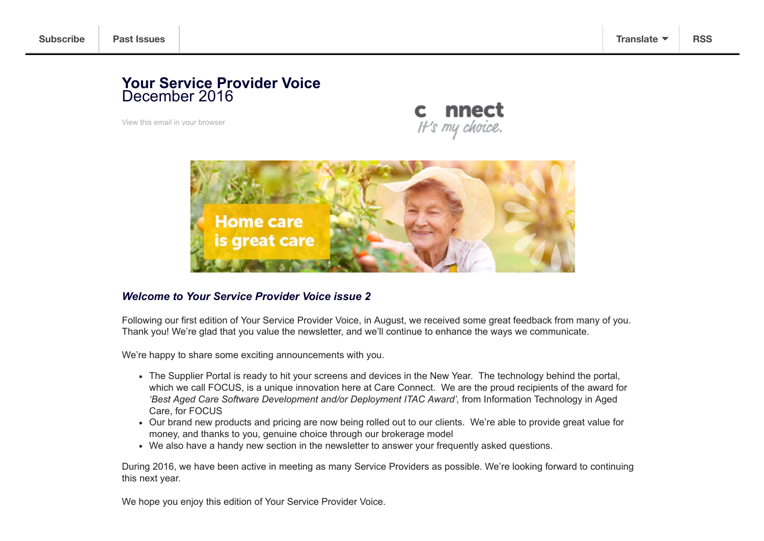Subscribe | Past Issues | Translate | RSS

# Your Service Provider Voice
December 2016

View this email in your browser

## *Welcome to Your Service Provider Voice issue 2*

Following our first edition of Your Service Provider Voice, in August, we received some great feedback from many of you. Thank you! We're glad that you value the newsletter, and we'll continue to enhance the ways we communicate.

We're happy to share some exciting announcements with you.

- The Supplier Portal is ready to hit your screens and devices in the New Year. The technology behind the portal, which we call FOCUS, is a unique innovation here at Care Connect. We are the proud recipients of the award for *'Best Aged Care Software Development and/or Deployment ITAC Award',* from Information Technology in Aged Care, for FOCUS
- Our brand new products and pricing are now being rolled out to our clients. We're able to provide great value for money, and thanks to you, genuine choice through our brokerage model
- We also have a handy new section in the newsletter to answer your frequently asked questions.

During 2016, we have been active in meeting as many Service Providers as possible. We're looking forward to continuing this next year.

We hope you enjoy this edition of Your Service Provider Voice.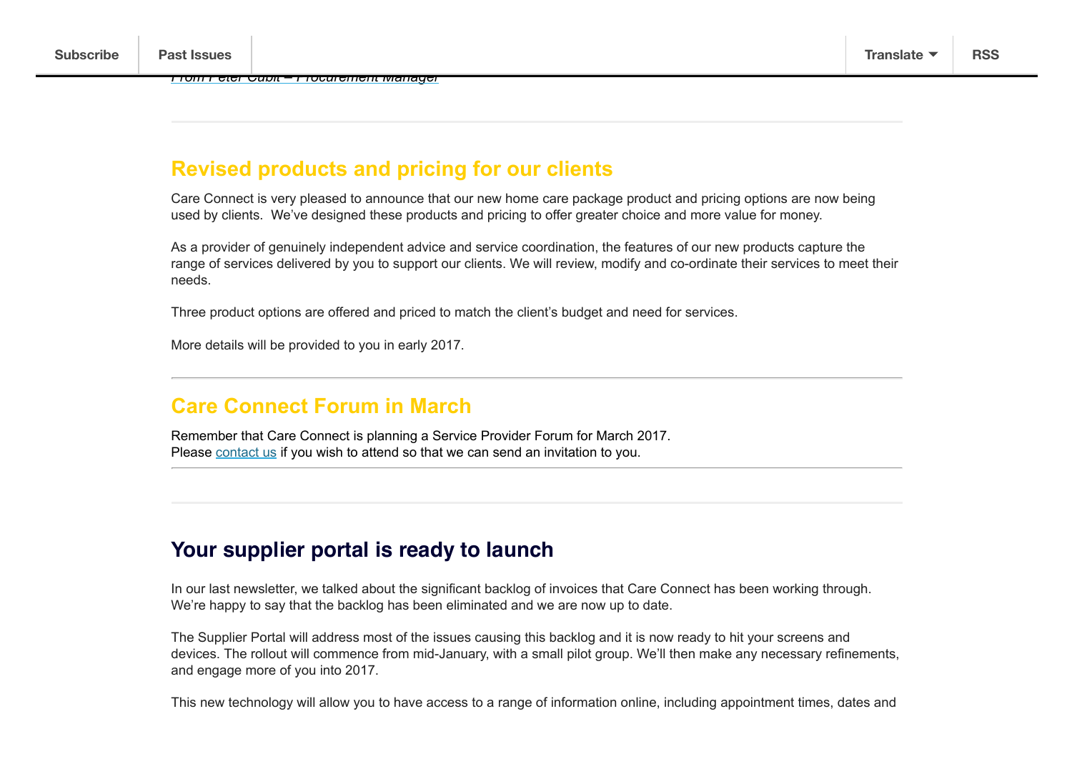*From Peter Cubit – Procurement Manager*

## Revised products and pricing for our clients

Care Connect is very pleased to announce that our new home care package product and pricing options are now being used by clients.  We've designed these products and pricing to offer greater choice and more value for money.

As a provider of genuinely independent advice and service coordination, the features of our new products capture the range of services delivered by you to support our clients. We will review, modify and co-ordinate their services to meet their needs.

Three product options are offered and priced to match the client's budget and need for services.

More details will be provided to you in early 2017.

---

## Care Connect Forum in March

Remember that Care Connect is planning a Service Provider Forum for March 2017.
Please contact us if you wish to attend so that we can send an invitation to you.

---

## Your supplier portal is ready to launch

In our last newsletter, we talked about the significant backlog of invoices that Care Connect has been working through. We're happy to say that the backlog has been eliminated and we are now up to date.

The Supplier Portal will address most of the issues causing this backlog and it is now ready to hit your screens and devices. The rollout will commence from mid-January, with a small pilot group. We'll then make any necessary refinements, and engage more of you into 2017.

This new technology will allow you to have access to a range of information online, including appointment times, dates and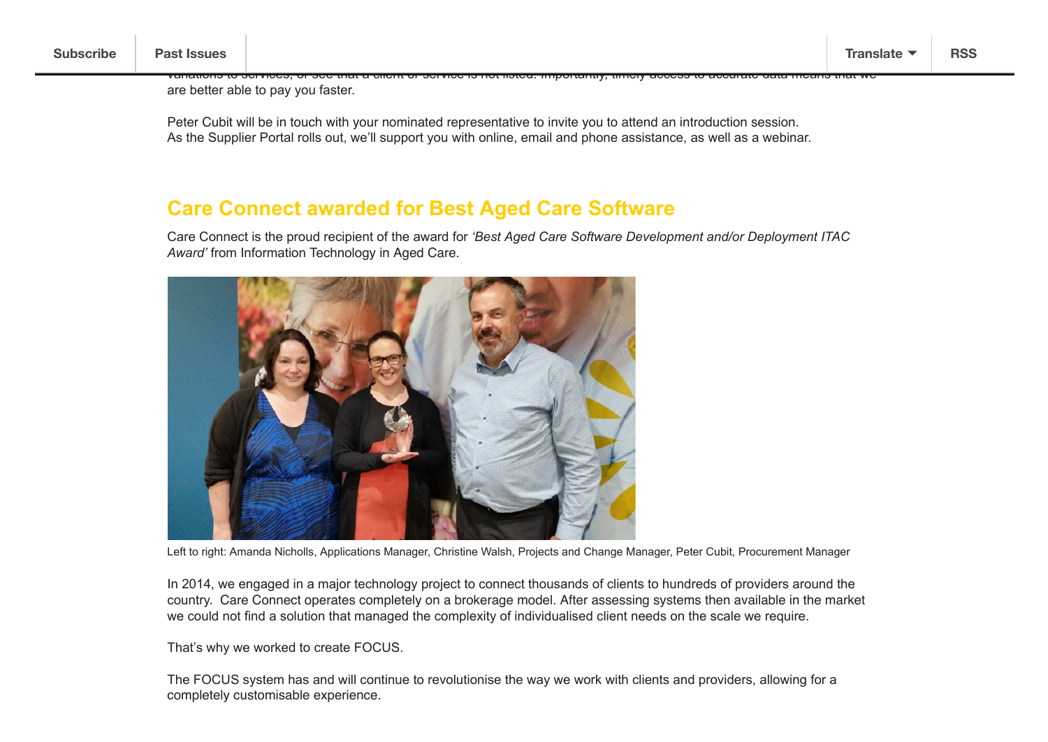are better able to pay you faster.

Peter Cubit will be in touch with your nominated representative to invite you to attend an introduction session.
As the Supplier Portal rolls out, we'll support you with online, email and phone assistance, as well as a webinar.

## Care Connect awarded for Best Aged Care Software

Care Connect is the proud recipient of the award for *'Best Aged Care Software Development and/or Deployment ITAC Award'* from Information Technology in Aged Care.

Left to right: Amanda Nicholls, Applications Manager, Christine Walsh, Projects and Change Manager, Peter Cubit, Procurement Manager

In 2014, we engaged in a major technology project to connect thousands of clients to hundreds of providers around the country. Care Connect operates completely on a brokerage model. After assessing systems then available in the market we could not find a solution that managed the complexity of individualised client needs on the scale we require.

That's why we worked to create FOCUS.

The FOCUS system has and will continue to revolutionise the way we work with clients and providers, allowing for a completely customisable experience.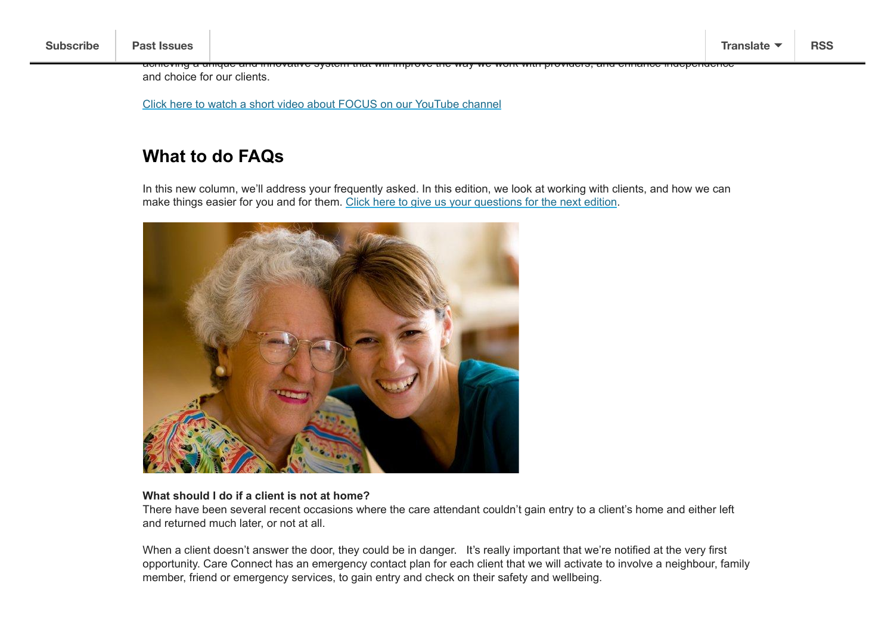and choice for our clients.

[Click here to watch a short video about FOCUS on our YouTube channel]

## What to do FAQs

In this new column, we'll address your frequently asked. In this edition, we look at working with clients, and how we can make things easier for you and for them. [Click here to give us your questions for the next edition].

**What should I do if a client is not at home?**
There have been several recent occasions where the care attendant couldn't gain entry to a client's home and either left and returned much later, or not at all.

When a client doesn't answer the door, they could be in danger. It's really important that we're notified at the very first opportunity. Care Connect has an emergency contact plan for each client that we will activate to involve a neighbour, family member, friend or emergency services, to gain entry and check on their safety and wellbeing.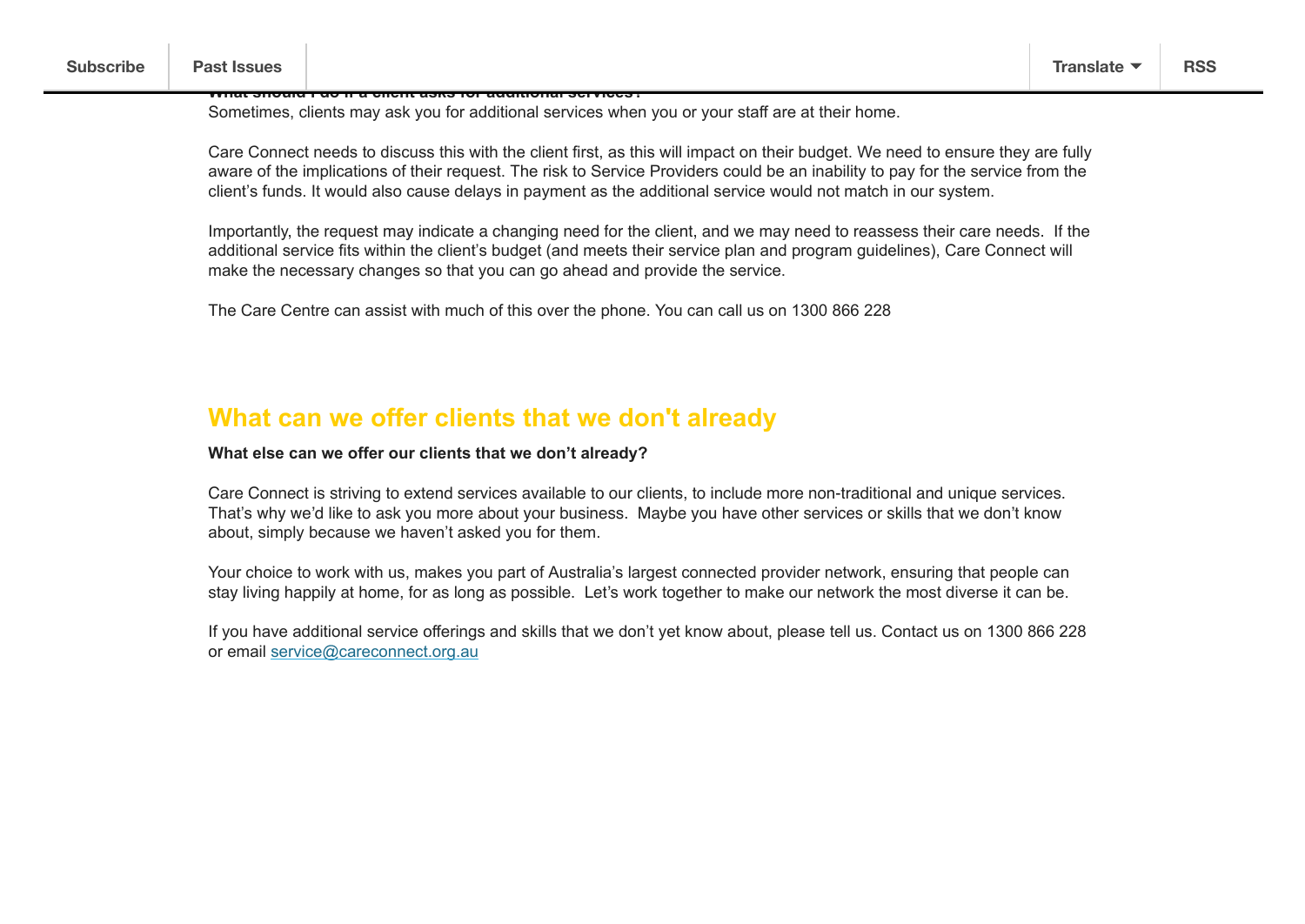**What should I do if a client asks for additional services?**

Sometimes, clients may ask you for additional services when you or your staff are at their home.

Care Connect needs to discuss this with the client first, as this will impact on their budget. We need to ensure they are fully aware of the implications of their request. The risk to Service Providers could be an inability to pay for the service from the client's funds. It would also cause delays in payment as the additional service would not match in our system.

Importantly, the request may indicate a changing need for the client, and we may need to reassess their care needs. If the additional service fits within the client's budget (and meets their service plan and program guidelines), Care Connect will make the necessary changes so that you can go ahead and provide the service.

The Care Centre can assist with much of this over the phone. You can call us on 1300 866 228

## What can we offer clients that we don't already

**What else can we offer our clients that we don't already?**

Care Connect is striving to extend services available to our clients, to include more non-traditional and unique services. That's why we'd like to ask you more about your business. Maybe you have other services or skills that we don't know about, simply because we haven't asked you for them.

Your choice to work with us, makes you part of Australia's largest connected provider network, ensuring that people can stay living happily at home, for as long as possible. Let's work together to make our network the most diverse it can be.

If you have additional service offerings and skills that we don't yet know about, please tell us. Contact us on 1300 866 228 or email service@careconnect.org.au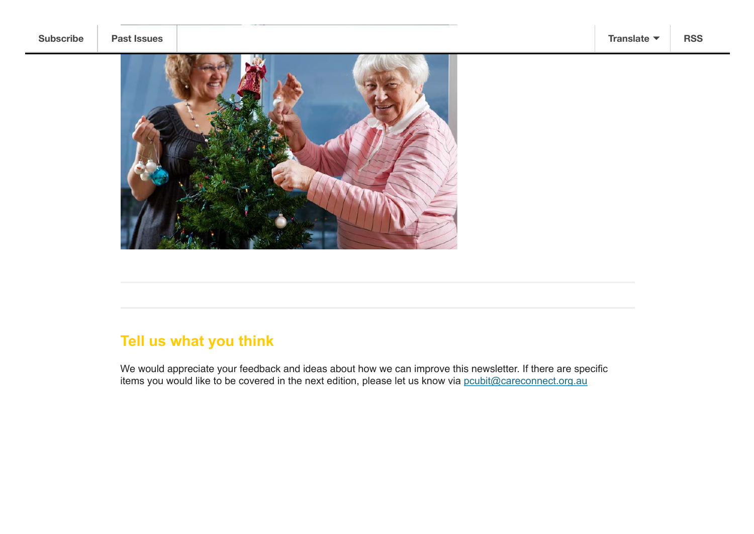Subscribe | Past Issues | Translate | RSS

## Tell us what you think

We would appreciate your feedback and ideas about how we can improve this newsletter. If there are specific items you would like to be covered in the next edition, please let us know via pcubit@careconnect.org.au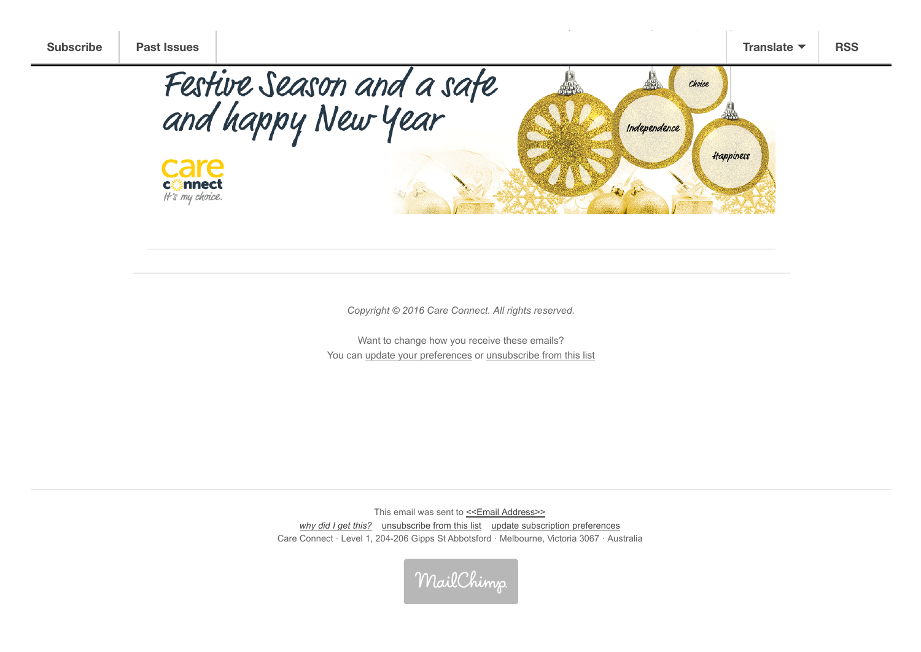Subscribe | Past Issues | Translate | RSS

# Festive Season and a safe and happy New Year

care connect
It's my choice.

Choice
Independence
Happiness

*Copyright © 2016 Care Connect. All rights reserved.*

Want to change how you receive these emails?
You can update your preferences or unsubscribe from this list

This email was sent to <<Email Address>>
*why did I get this?* unsubscribe from this list update subscription preferences
Care Connect · Level 1, 204-206 Gipps St Abbotsford · Melbourne, Victoria 3067 · Australia

MailChimp